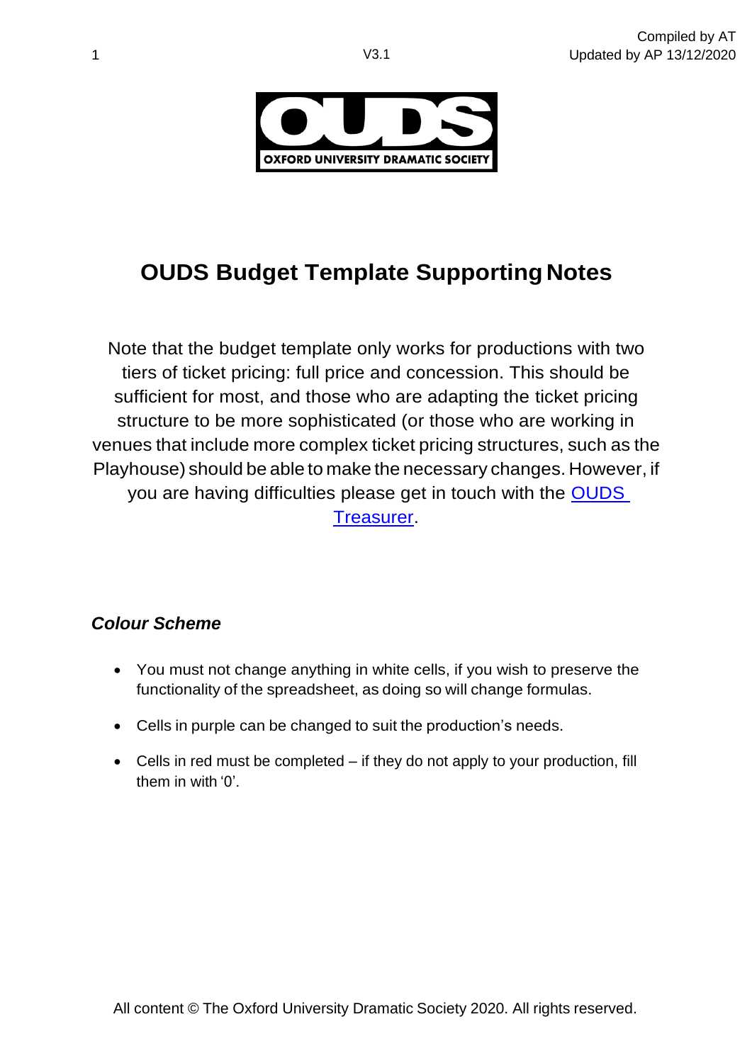OUDS
OXFORD UNIVERSITY DRAMATIC SOCIETY

# OUDS Budget Template Supporting Notes

Note that the budget template only works for productions with two tiers of ticket pricing: full price and concession. This should be sufficient for most, and those who are adapting the ticket pricing structure to be more sophisticated (or those who are working in venues that include more complex ticket pricing structures, such as the Playhouse) should be able to make the necessary changes. However, if you are having difficulties please get in touch with the OUDS Treasurer.

### *Colour Scheme*

- You must not change anything in white cells, if you wish to preserve the functionality of the spreadsheet, as doing so will change formulas.
- Cells in purple can be changed to suit the production's needs.
- Cells in red must be completed – if they do not apply to your production, fill them in with '0'.

All content © The Oxford University Dramatic Society 2020. All rights reserved.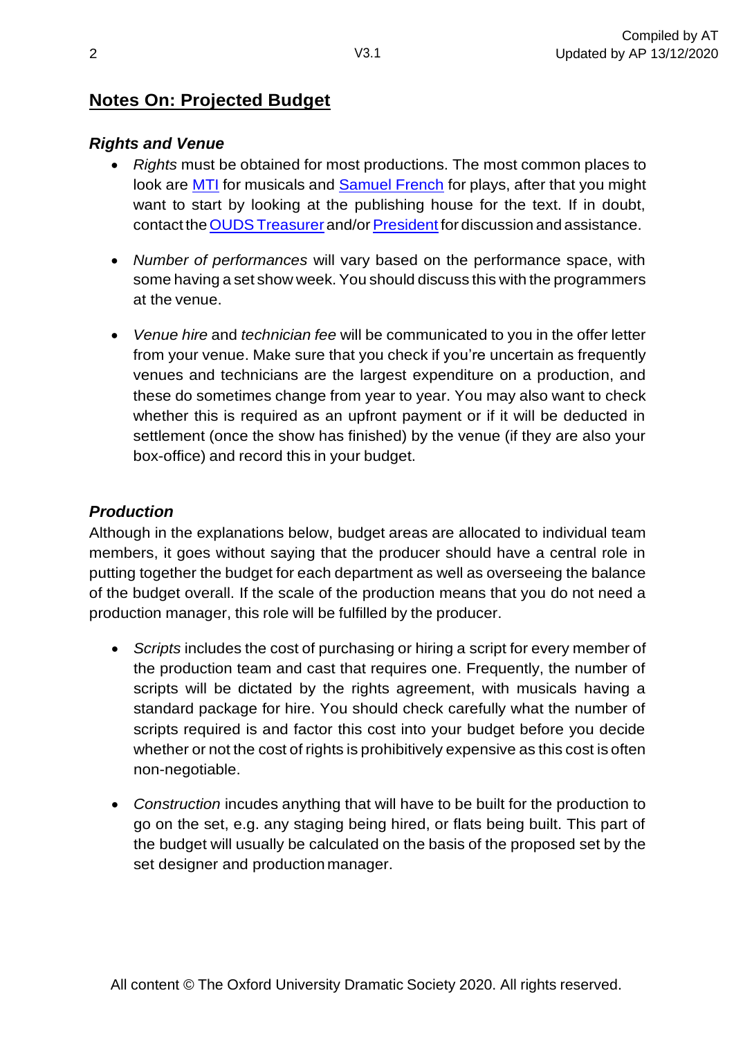## Notes On: Projected Budget

### *Rights and Venue*

- *Rights* must be obtained for most productions. The most common places to look are MTI for musicals and Samuel French for plays, after that you might want to start by looking at the publishing house for the text. If in doubt, contact the OUDS Treasurer and/or President for discussion and assistance.

- *Number of performances* will vary based on the performance space, with some having a set show week. You should discuss this with the programmers at the venue.

- *Venue hire* and *technician fee* will be communicated to you in the offer letter from your venue. Make sure that you check if you're uncertain as frequently venues and technicians are the largest expenditure on a production, and these do sometimes change from year to year. You may also want to check whether this is required as an upfront payment or if it will be deducted in settlement (once the show has finished) by the venue (if they are also your box-office) and record this in your budget.

### *Production*

Although in the explanations below, budget areas are allocated to individual team members, it goes without saying that the producer should have a central role in putting together the budget for each department as well as overseeing the balance of the budget overall. If the scale of the production means that you do not need a production manager, this role will be fulfilled by the producer.

- *Scripts* includes the cost of purchasing or hiring a script for every member of the production team and cast that requires one. Frequently, the number of scripts will be dictated by the rights agreement, with musicals having a standard package for hire. You should check carefully what the number of scripts required is and factor this cost into your budget before you decide whether or not the cost of rights is prohibitively expensive as this cost is often non-negotiable.

- *Construction* incudes anything that will have to be built for the production to go on the set, e.g. any staging being hired, or flats being built. This part of the budget will usually be calculated on the basis of the proposed set by the set designer and production manager.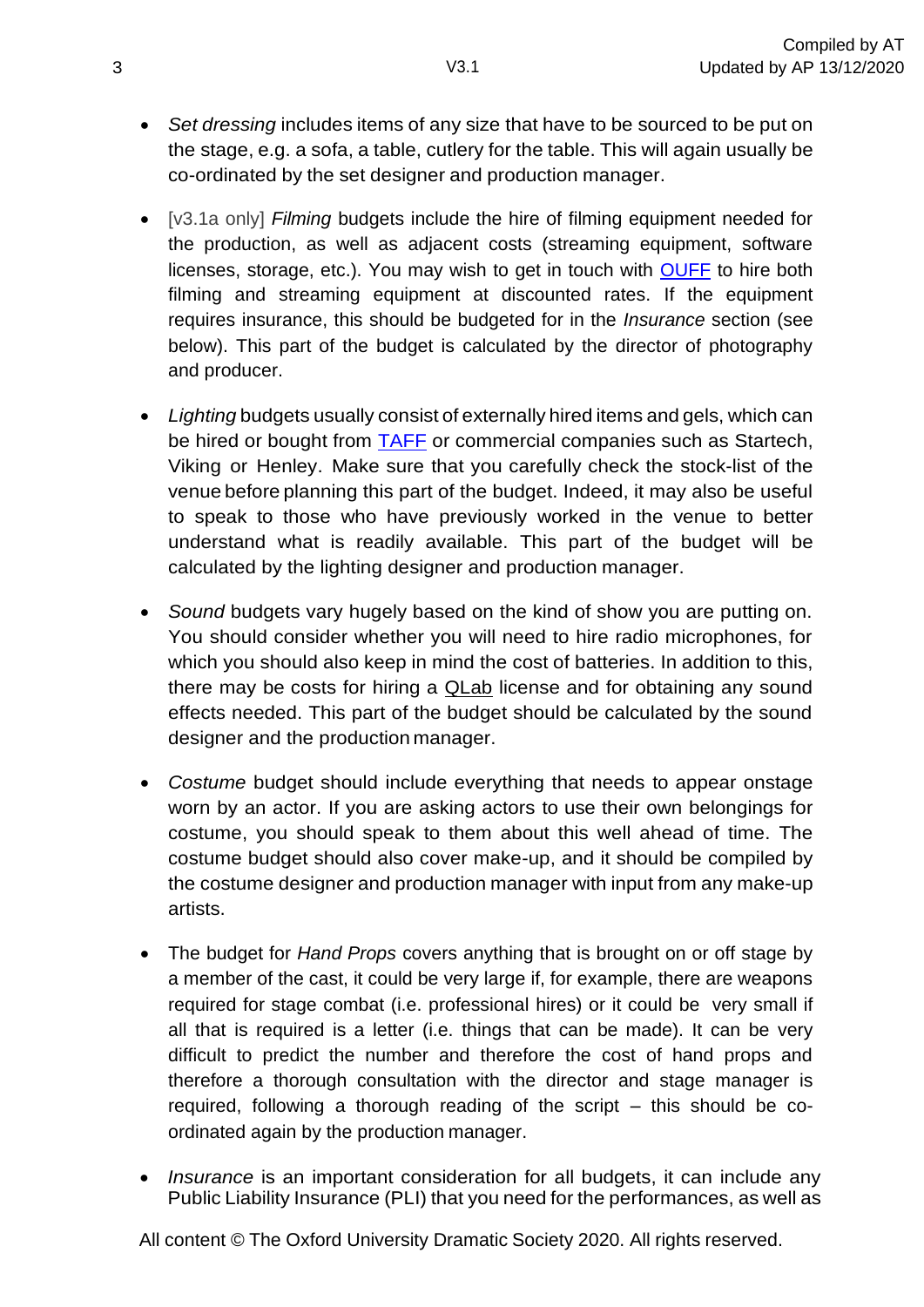- *Set dressing* includes items of any size that have to be sourced to be put on the stage, e.g. a sofa, a table, cutlery for the table. This will again usually be co-ordinated by the set designer and production manager.

- [v3.1a only] *Filming* budgets include the hire of filming equipment needed for the production, as well as adjacent costs (streaming equipment, software licenses, storage, etc.). You may wish to get in touch with OUFF to hire both filming and streaming equipment at discounted rates. If the equipment requires insurance, this should be budgeted for in the *Insurance* section (see below). This part of the budget is calculated by the director of photography and producer.

- *Lighting* budgets usually consist of externally hired items and gels, which can be hired or bought from TAFF or commercial companies such as Startech, Viking or Henley. Make sure that you carefully check the stock-list of the venue before planning this part of the budget. Indeed, it may also be useful to speak to those who have previously worked in the venue to better understand what is readily available. This part of the budget will be calculated by the lighting designer and production manager.

- *Sound* budgets vary hugely based on the kind of show you are putting on. You should consider whether you will need to hire radio microphones, for which you should also keep in mind the cost of batteries. In addition to this, there may be costs for hiring a QLab license and for obtaining any sound effects needed. This part of the budget should be calculated by the sound designer and the production manager.

- *Costume* budget should include everything that needs to appear onstage worn by an actor. If you are asking actors to use their own belongings for costume, you should speak to them about this well ahead of time. The costume budget should also cover make-up, and it should be compiled by the costume designer and production manager with input from any make-up artists.

- The budget for *Hand Props* covers anything that is brought on or off stage by a member of the cast, it could be very large if, for example, there are weapons required for stage combat (i.e. professional hires) or it could be very small if all that is required is a letter (i.e. things that can be made). It can be very difficult to predict the number and therefore the cost of hand props and therefore a thorough consultation with the director and stage manager is required, following a thorough reading of the script – this should be co-ordinated again by the production manager.

- *Insurance* is an important consideration for all budgets, it can include any Public Liability Insurance (PLI) that you need for the performances, as well as

All content © The Oxford University Dramatic Society 2020. All rights reserved.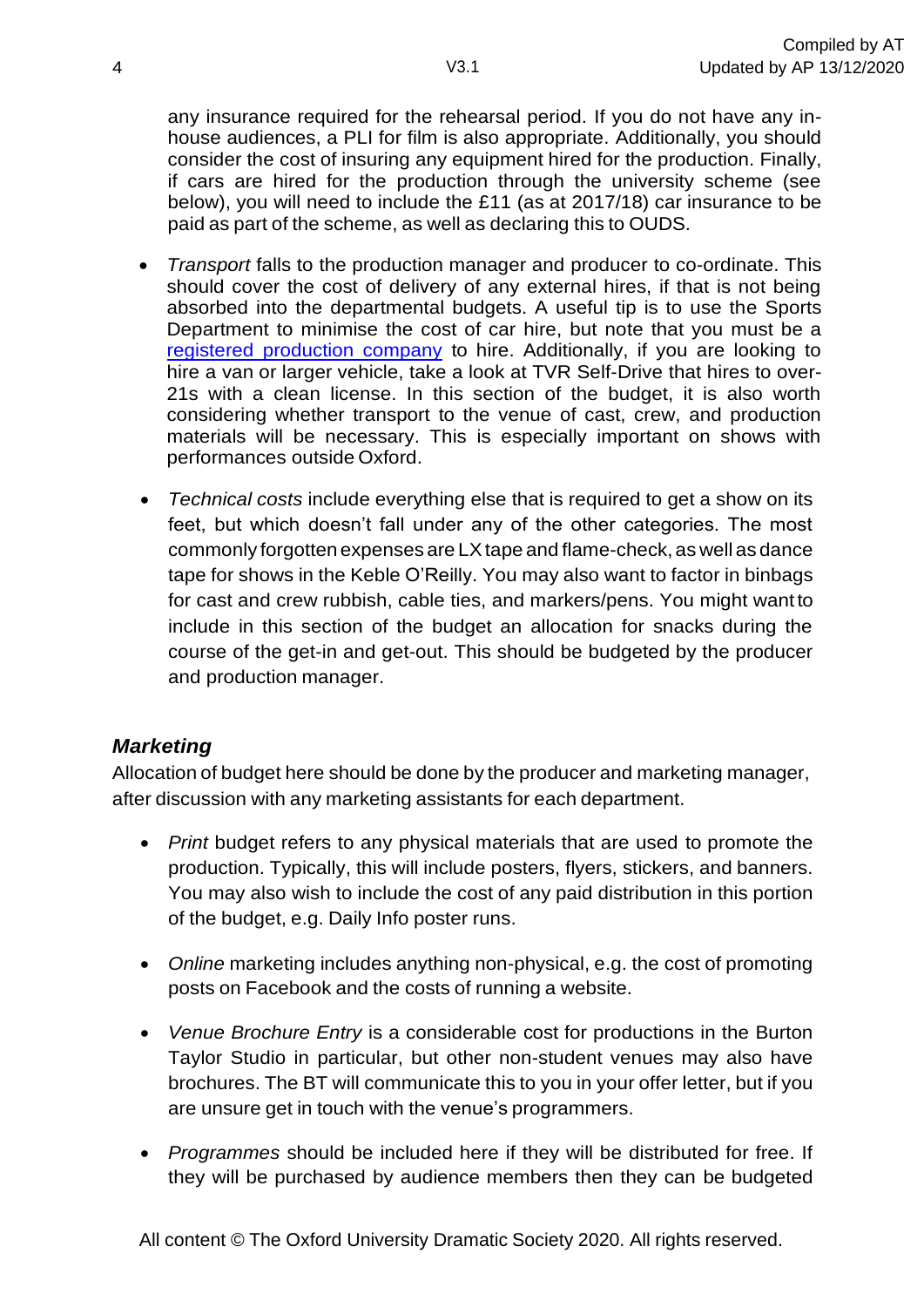any insurance required for the rehearsal period. If you do not have any in-house audiences, a PLI for film is also appropriate. Additionally, you should consider the cost of insuring any equipment hired for the production. Finally, if cars are hired for the production through the university scheme (see below), you will need to include the £11 (as at 2017/18) car insurance to be paid as part of the scheme, as well as declaring this to OUDS.

- *Transport* falls to the production manager and producer to co-ordinate. This should cover the cost of delivery of any external hires, if that is not being absorbed into the departmental budgets. A useful tip is to use the Sports Department to minimise the cost of car hire, but note that you must be a registered production company to hire. Additionally, if you are looking to hire a van or larger vehicle, take a look at TVR Self-Drive that hires to over-21s with a clean license. In this section of the budget, it is also worth considering whether transport to the venue of cast, crew, and production materials will be necessary. This is especially important on shows with performances outside Oxford.

- *Technical costs* include everything else that is required to get a show on its feet, but which doesn't fall under any of the other categories. The most commonly forgotten expenses are LX tape and flame-check, as well as dance tape for shows in the Keble O'Reilly. You may also want to factor in binbags for cast and crew rubbish, cable ties, and markers/pens. You might want to include in this section of the budget an allocation for snacks during the course of the get-in and get-out. This should be budgeted by the producer and production manager.

### *Marketing*

Allocation of budget here should be done by the producer and marketing manager, after discussion with any marketing assistants for each department.

- *Print* budget refers to any physical materials that are used to promote the production. Typically, this will include posters, flyers, stickers, and banners. You may also wish to include the cost of any paid distribution in this portion of the budget, e.g. Daily Info poster runs.

- *Online* marketing includes anything non-physical, e.g. the cost of promoting posts on Facebook and the costs of running a website.

- *Venue Brochure Entry* is a considerable cost for productions in the Burton Taylor Studio in particular, but other non-student venues may also have brochures. The BT will communicate this to you in your offer letter, but if you are unsure get in touch with the venue's programmers.

- *Programmes* should be included here if they will be distributed for free. If they will be purchased by audience members then they can be budgeted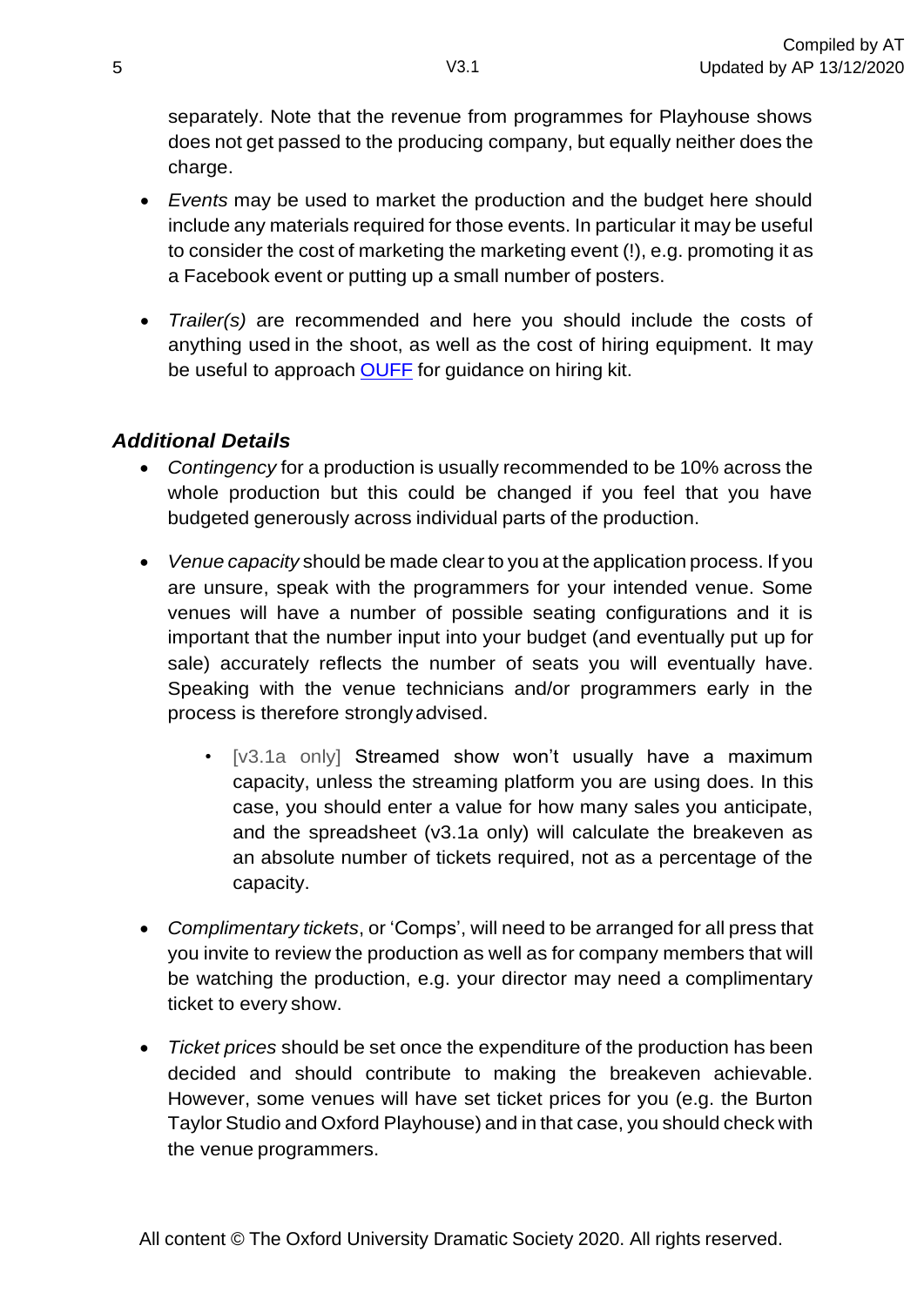separately. Note that the revenue from programmes for Playhouse shows does not get passed to the producing company, but equally neither does the charge.

- *Events* may be used to market the production and the budget here should include any materials required for those events. In particular it may be useful to consider the cost of marketing the marketing event (!), e.g. promoting it as a Facebook event or putting up a small number of posters.

- *Trailer(s)* are recommended and here you should include the costs of anything used in the shoot, as well as the cost of hiring equipment. It may be useful to approach OUFF for guidance on hiring kit.

### *Additional Details*

- *Contingency* for a production is usually recommended to be 10% across the whole production but this could be changed if you feel that you have budgeted generously across individual parts of the production.

- *Venue capacity* should be made clear to you at the application process. If you are unsure, speak with the programmers for your intended venue. Some venues will have a number of possible seating configurations and it is important that the number input into your budget (and eventually put up for sale) accurately reflects the number of seats you will eventually have. Speaking with the venue technicians and/or programmers early in the process is therefore strongly advised.
  - [v3.1a only] Streamed show won't usually have a maximum capacity, unless the streaming platform you are using does. In this case, you should enter a value for how many sales you anticipate, and the spreadsheet (v3.1a only) will calculate the breakeven as an absolute number of tickets required, not as a percentage of the capacity.

- *Complimentary tickets*, or 'Comps', will need to be arranged for all press that you invite to review the production as well as for company members that will be watching the production, e.g. your director may need a complimentary ticket to every show.

- *Ticket prices* should be set once the expenditure of the production has been decided and should contribute to making the breakeven achievable. However, some venues will have set ticket prices for you (e.g. the Burton Taylor Studio and Oxford Playhouse) and in that case, you should check with the venue programmers.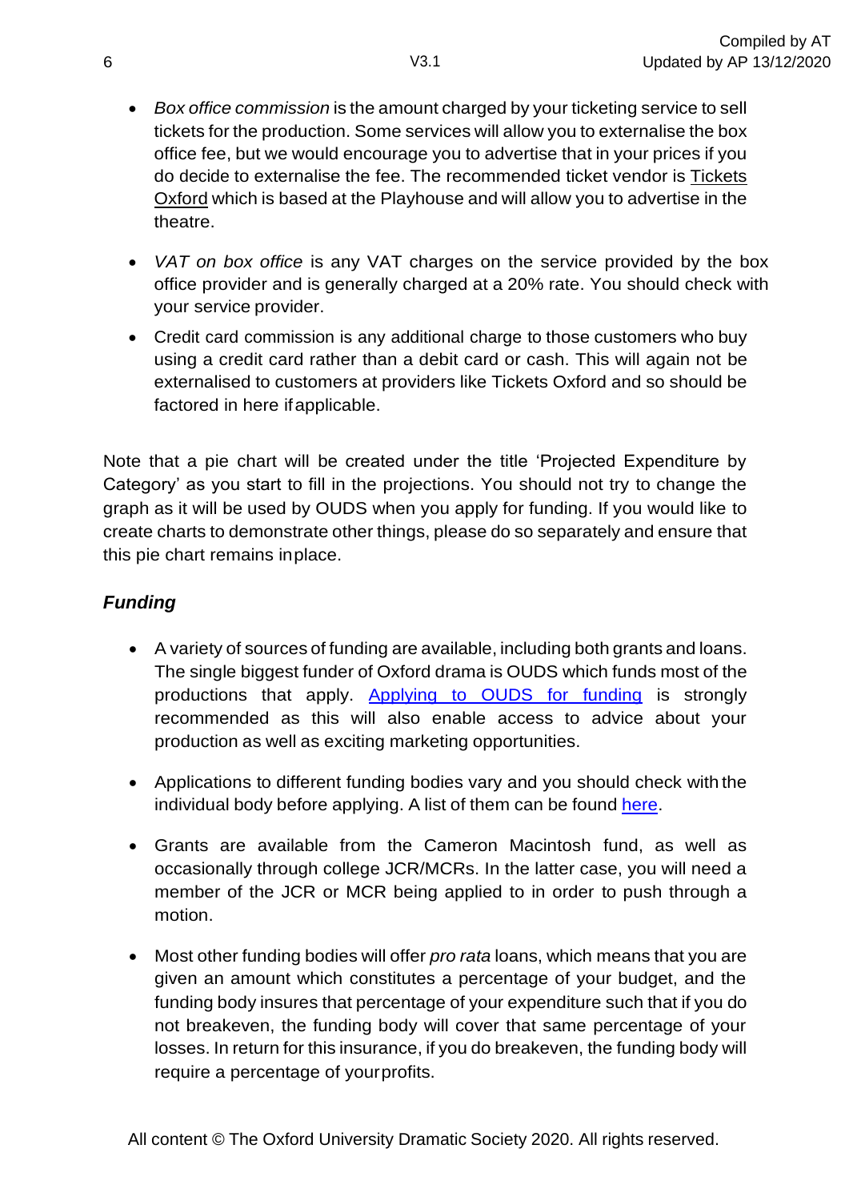- *Box office commission* is the amount charged by your ticketing service to sell tickets for the production. Some services will allow you to externalise the box office fee, but we would encourage you to advertise that in your prices if you do decide to externalise the fee. The recommended ticket vendor is Tickets Oxford which is based at the Playhouse and will allow you to advertise in the theatre.

- *VAT on box office* is any VAT charges on the service provided by the box office provider and is generally charged at a 20% rate. You should check with your service provider.

- Credit card commission is any additional charge to those customers who buy using a credit card rather than a debit card or cash. This will again not be externalised to customers at providers like Tickets Oxford and so should be factored in here if applicable.

Note that a pie chart will be created under the title 'Projected Expenditure by Category' as you start to fill in the projections. You should not try to change the graph as it will be used by OUDS when you apply for funding. If you would like to create charts to demonstrate other things, please do so separately and ensure that this pie chart remains in place.

### *Funding*

- A variety of sources of funding are available, including both grants and loans. The single biggest funder of Oxford drama is OUDS which funds most of the productions that apply. Applying to OUDS for funding is strongly recommended as this will also enable access to advice about your production as well as exciting marketing opportunities.

- Applications to different funding bodies vary and you should check with the individual body before applying. A list of them can be found here.

- Grants are available from the Cameron Macintosh fund, as well as occasionally through college JCR/MCRs. In the latter case, you will need a member of the JCR or MCR being applied to in order to push through a motion.

- Most other funding bodies will offer *pro rata* loans, which means that you are given an amount which constitutes a percentage of your budget, and the funding body insures that percentage of your expenditure such that if you do not breakeven, the funding body will cover that same percentage of your losses. In return for this insurance, if you do breakeven, the funding body will require a percentage of your profits.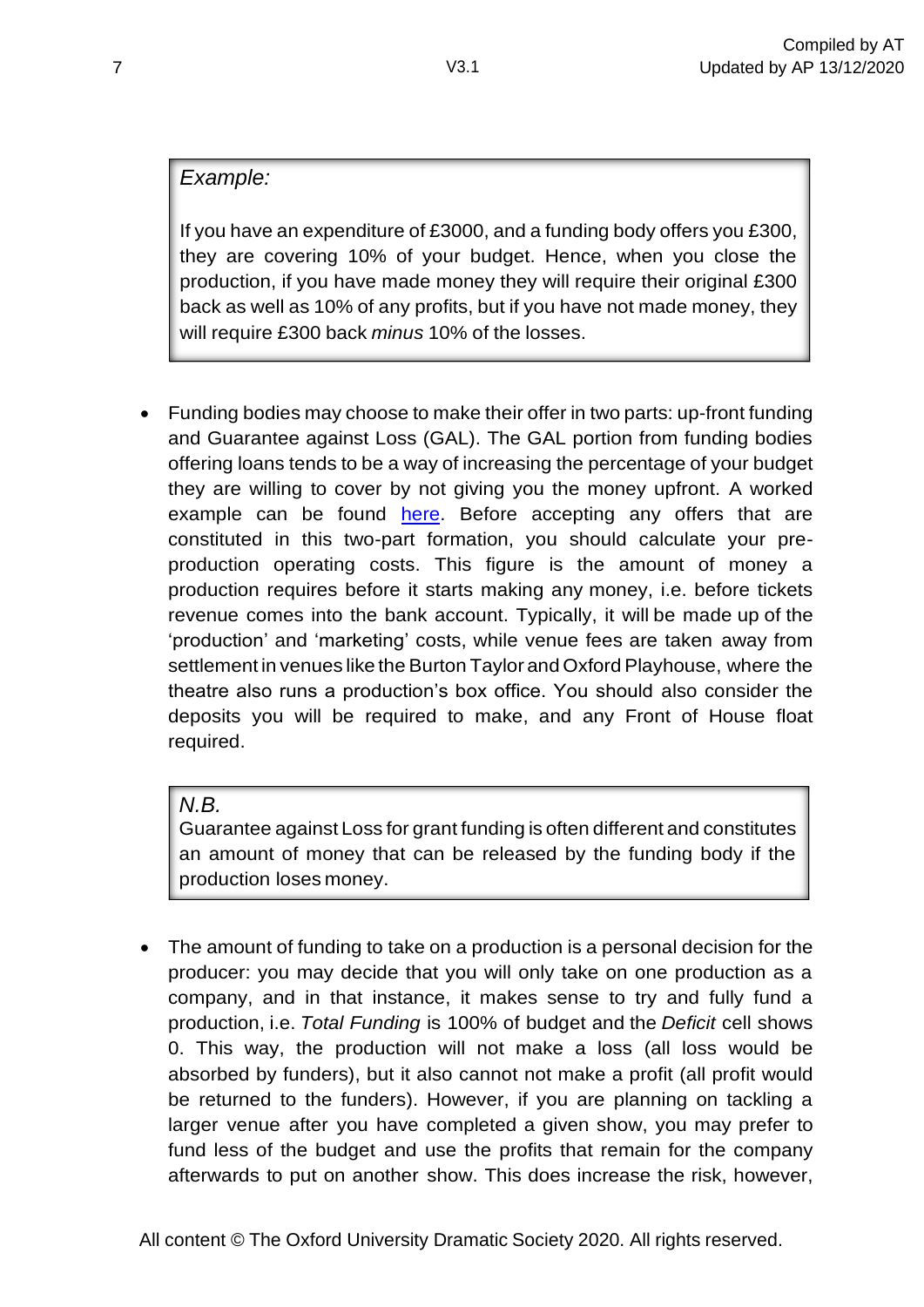> *Example:*
>
> If you have an expenditure of £3000, and a funding body offers you £300, they are covering 10% of your budget. Hence, when you close the production, if you have made money they will require their original £300 back as well as 10% of any profits, but if you have not made money, they will require £300 back *minus* 10% of the losses.

- Funding bodies may choose to make their offer in two parts: up-front funding and Guarantee against Loss (GAL). The GAL portion from funding bodies offering loans tends to be a way of increasing the percentage of your budget they are willing to cover by not giving you the money upfront. A worked example can be found [here](). Before accepting any offers that are constituted in this two-part formation, you should calculate your pre-production operating costs. This figure is the amount of money a production requires before it starts making any money, i.e. before tickets revenue comes into the bank account. Typically, it will be made up of the 'production' and 'marketing' costs, while venue fees are taken away from settlement in venues like the Burton Taylor and Oxford Playhouse, where the theatre also runs a production's box office. You should also consider the deposits you will be required to make, and any Front of House float required.

> *N.B.*
> Guarantee against Loss for grant funding is often different and constitutes an amount of money that can be released by the funding body if the production loses money.

- The amount of funding to take on a production is a personal decision for the producer: you may decide that you will only take on one production as a company, and in that instance, it makes sense to try and fully fund a production, i.e. *Total Funding* is 100% of budget and the *Deficit* cell shows 0. This way, the production will not make a loss (all loss would be absorbed by funders), but it also cannot not make a profit (all profit would be returned to the funders). However, if you are planning on tackling a larger venue after you have completed a given show, you may prefer to fund less of the budget and use the profits that remain for the company afterwards to put on another show. This does increase the risk, however,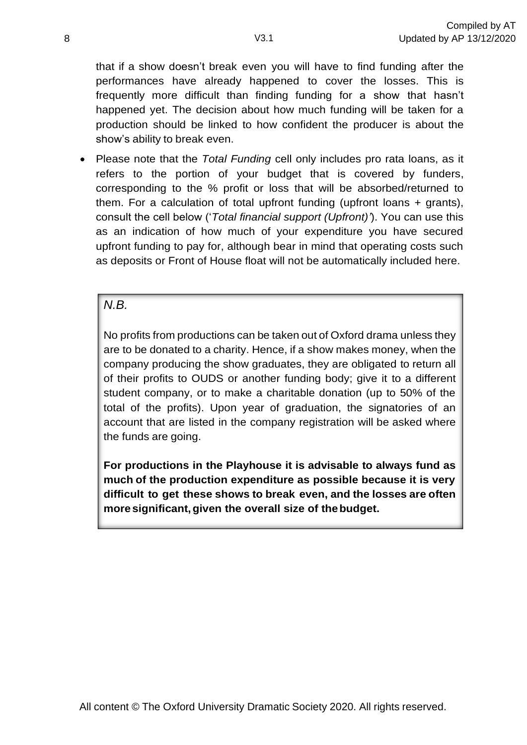that if a show doesn't break even you will have to find funding after the performances have already happened to cover the losses. This is frequently more difficult than finding funding for a show that hasn't happened yet. The decision about how much funding will be taken for a production should be linked to how confident the producer is about the show's ability to break even.

- Please note that the *Total Funding* cell only includes pro rata loans, as it refers to the portion of your budget that is covered by funders, corresponding to the % profit or loss that will be absorbed/returned to them. For a calculation of total upfront funding (upfront loans + grants), consult the cell below ('*Total financial support (Upfront)*'). You can use this as an indication of how much of your expenditure you have secured upfront funding to pay for, although bear in mind that operating costs such as deposits or Front of House float will not be automatically included here.

> *N.B.*
>
> No profits from productions can be taken out of Oxford drama unless they are to be donated to a charity. Hence, if a show makes money, when the company producing the show graduates, they are obligated to return all of their profits to OUDS or another funding body; give it to a different student company, or to make a charitable donation (up to 50% of the total of the profits). Upon year of graduation, the signatories of an account that are listed in the company registration will be asked where the funds are going.
>
> **For productions in the Playhouse it is advisable to always fund as much of the production expenditure as possible because it is very difficult to get these shows to break even, and the losses are often more significant, given the overall size of the budget.**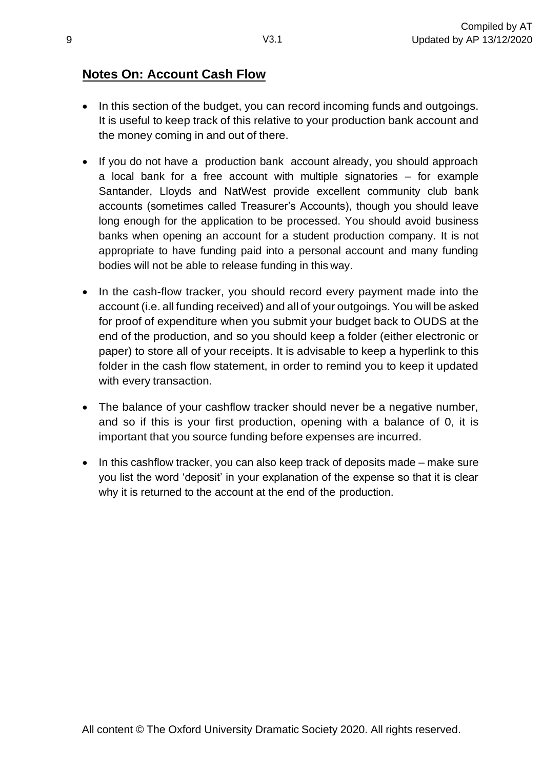## Notes On: Account Cash Flow

- In this section of the budget, you can record incoming funds and outgoings. It is useful to keep track of this relative to your production bank account and the money coming in and out of there.
- If you do not have a production bank account already, you should approach a local bank for a free account with multiple signatories – for example Santander, Lloyds and NatWest provide excellent community club bank accounts (sometimes called Treasurer's Accounts), though you should leave long enough for the application to be processed. You should avoid business banks when opening an account for a student production company. It is not appropriate to have funding paid into a personal account and many funding bodies will not be able to release funding in this way.
- In the cash-flow tracker, you should record every payment made into the account (i.e. all funding received) and all of your outgoings. You will be asked for proof of expenditure when you submit your budget back to OUDS at the end of the production, and so you should keep a folder (either electronic or paper) to store all of your receipts. It is advisable to keep a hyperlink to this folder in the cash flow statement, in order to remind you to keep it updated with every transaction.
- The balance of your cashflow tracker should never be a negative number, and so if this is your first production, opening with a balance of 0, it is important that you source funding before expenses are incurred.
- In this cashflow tracker, you can also keep track of deposits made – make sure you list the word 'deposit' in your explanation of the expense so that it is clear why it is returned to the account at the end of the production.

All content © The Oxford University Dramatic Society 2020. All rights reserved.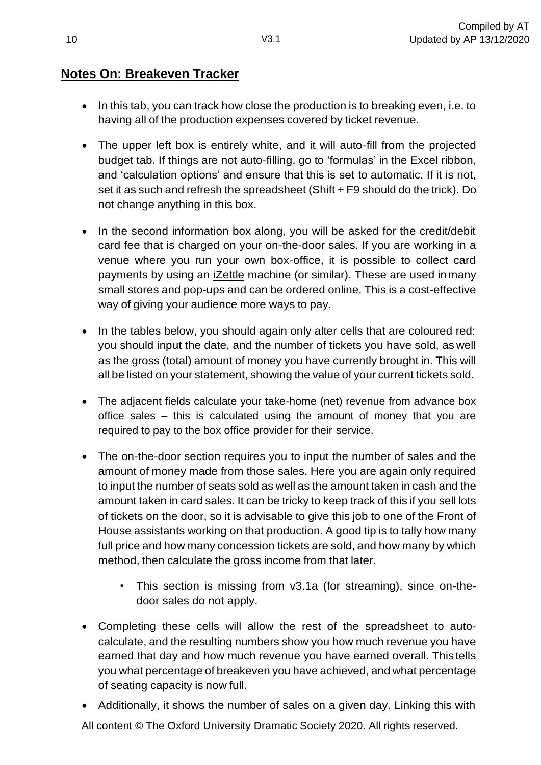## Notes On: Breakeven Tracker

- In this tab, you can track how close the production is to breaking even, i.e. to having all of the production expenses covered by ticket revenue.
- The upper left box is entirely white, and it will auto-fill from the projected budget tab. If things are not auto-filling, go to 'formulas' in the Excel ribbon, and 'calculation options' and ensure that this is set to automatic. If it is not, set it as such and refresh the spreadsheet (Shift + F9 should do the trick). Do not change anything in this box.
- In the second information box along, you will be asked for the credit/debit card fee that is charged on your on-the-door sales. If you are working in a venue where you run your own box-office, it is possible to collect card payments by using an iZettle machine (or similar). These are used in many small stores and pop-ups and can be ordered online. This is a cost-effective way of giving your audience more ways to pay.
- In the tables below, you should again only alter cells that are coloured red: you should input the date, and the number of tickets you have sold, as well as the gross (total) amount of money you have currently brought in. This will all be listed on your statement, showing the value of your current tickets sold.
- The adjacent fields calculate your take-home (net) revenue from advance box office sales – this is calculated using the amount of money that you are required to pay to the box office provider for their service.
- The on-the-door section requires you to input the number of sales and the amount of money made from those sales. Here you are again only required to input the number of seats sold as well as the amount taken in cash and the amount taken in card sales. It can be tricky to keep track of this if you sell lots of tickets on the door, so it is advisable to give this job to one of the Front of House assistants working on that production. A good tip is to tally how many full price and how many concession tickets are sold, and how many by which method, then calculate the gross income from that later.
    - This section is missing from v3.1a (for streaming), since on-the-door sales do not apply.
- Completing these cells will allow the rest of the spreadsheet to auto-calculate, and the resulting numbers show you how much revenue you have earned that day and how much revenue you have earned overall. This tells you what percentage of breakeven you have achieved, and what percentage of seating capacity is now full.
- Additionally, it shows the number of sales on a given day. Linking this with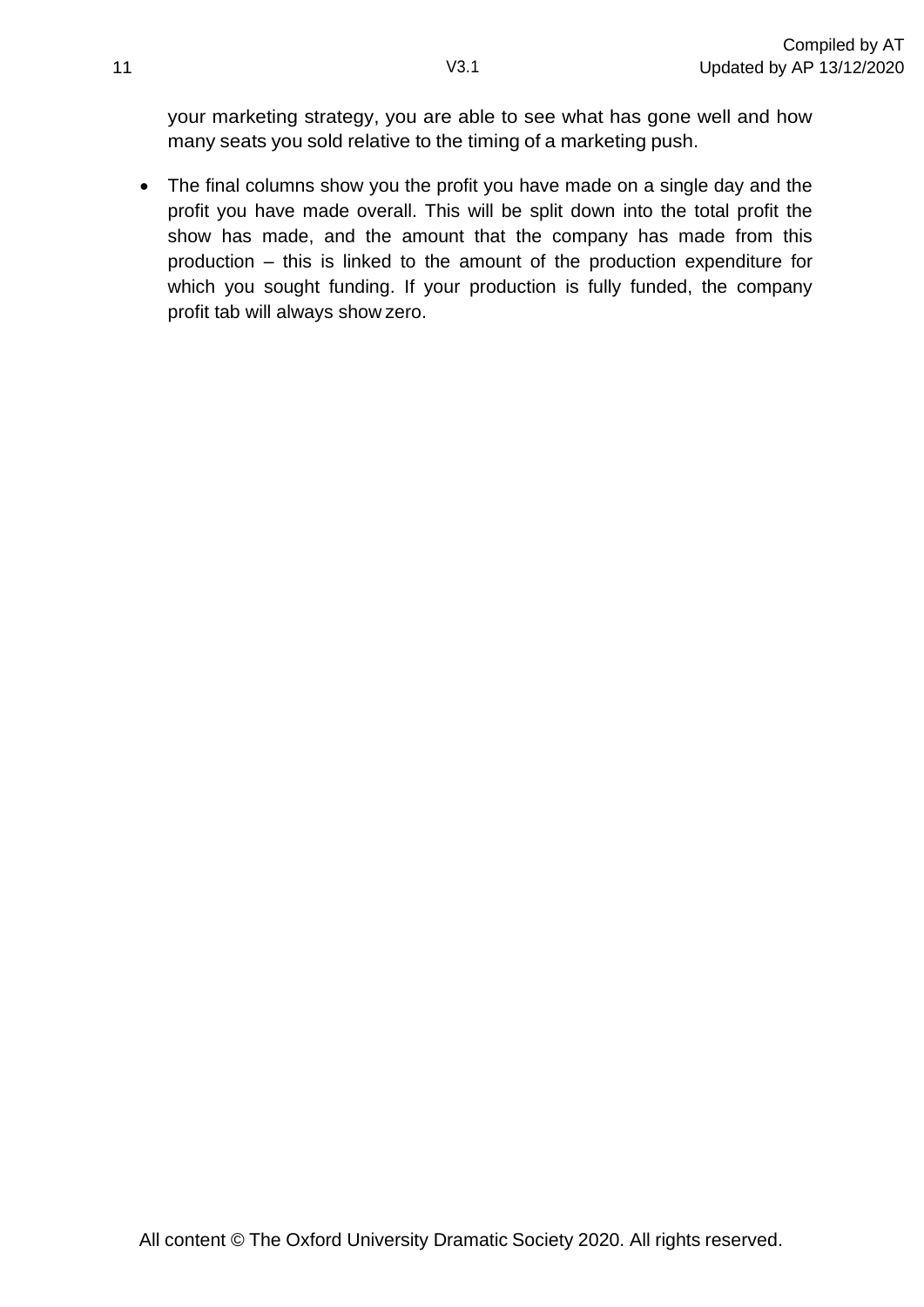your marketing strategy, you are able to see what has gone well and how many seats you sold relative to the timing of a marketing push.

- The final columns show you the profit you have made on a single day and the profit you have made overall. This will be split down into the total profit the show has made, and the amount that the company has made from this production – this is linked to the amount of the production expenditure for which you sought funding. If your production is fully funded, the company profit tab will always show zero.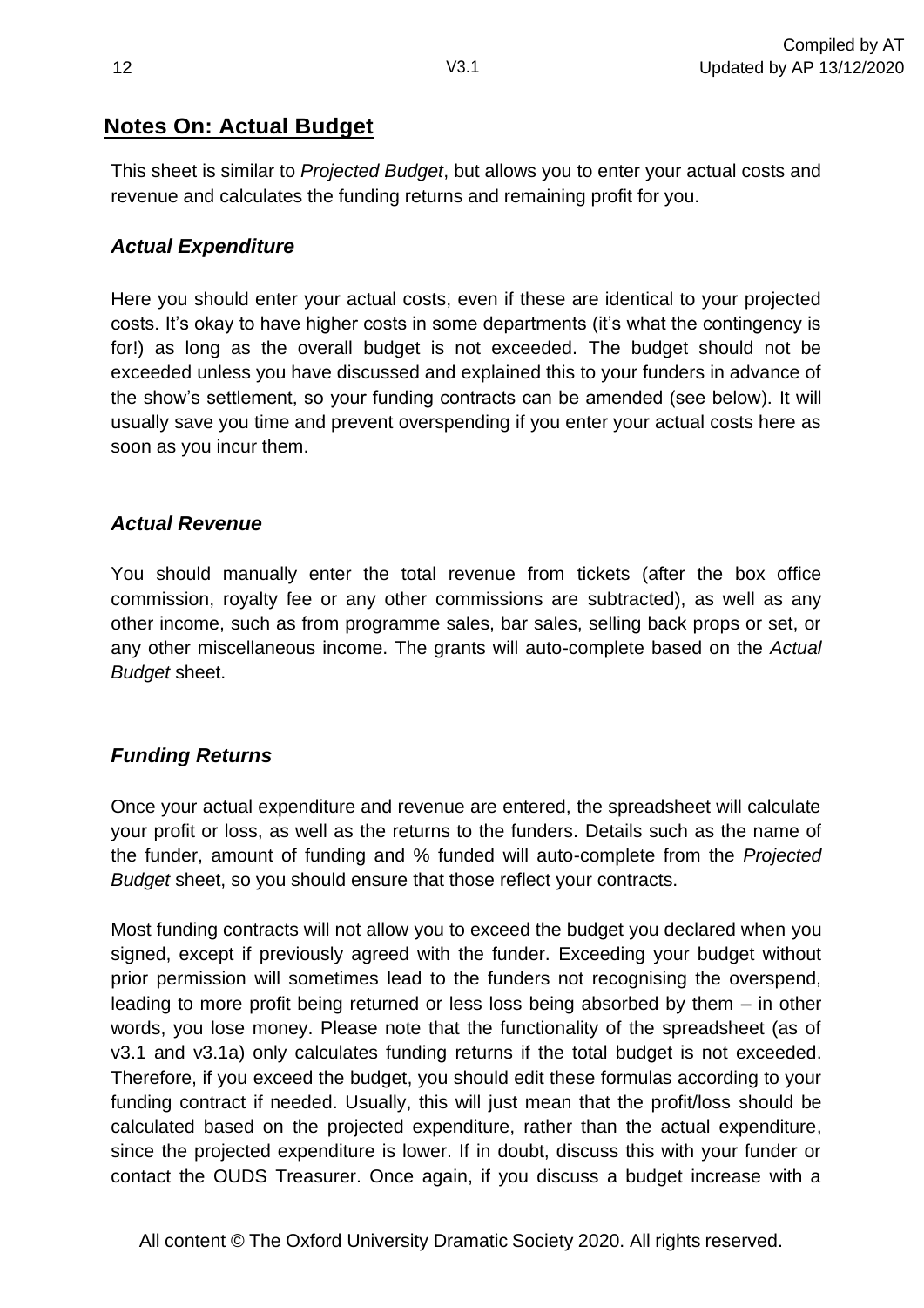## Notes On: Actual Budget

This sheet is similar to *Projected Budget*, but allows you to enter your actual costs and revenue and calculates the funding returns and remaining profit for you.

### *Actual Expenditure*

Here you should enter your actual costs, even if these are identical to your projected costs. It's okay to have higher costs in some departments (it's what the contingency is for!) as long as the overall budget is not exceeded. The budget should not be exceeded unless you have discussed and explained this to your funders in advance of the show's settlement, so your funding contracts can be amended (see below). It will usually save you time and prevent overspending if you enter your actual costs here as soon as you incur them.

### *Actual Revenue*

You should manually enter the total revenue from tickets (after the box office commission, royalty fee or any other commissions are subtracted), as well as any other income, such as from programme sales, bar sales, selling back props or set, or any other miscellaneous income. The grants will auto-complete based on the *Actual Budget* sheet.

### *Funding Returns*

Once your actual expenditure and revenue are entered, the spreadsheet will calculate your profit or loss, as well as the returns to the funders. Details such as the name of the funder, amount of funding and % funded will auto-complete from the *Projected Budget* sheet, so you should ensure that those reflect your contracts.

Most funding contracts will not allow you to exceed the budget you declared when you signed, except if previously agreed with the funder. Exceeding your budget without prior permission will sometimes lead to the funders not recognising the overspend, leading to more profit being returned or less loss being absorbed by them – in other words, you lose money. Please note that the functionality of the spreadsheet (as of v3.1 and v3.1a) only calculates funding returns if the total budget is not exceeded. Therefore, if you exceed the budget, you should edit these formulas according to your funding contract if needed. Usually, this will just mean that the profit/loss should be calculated based on the projected expenditure, rather than the actual expenditure, since the projected expenditure is lower. If in doubt, discuss this with your funder or contact the OUDS Treasurer. Once again, if you discuss a budget increase with a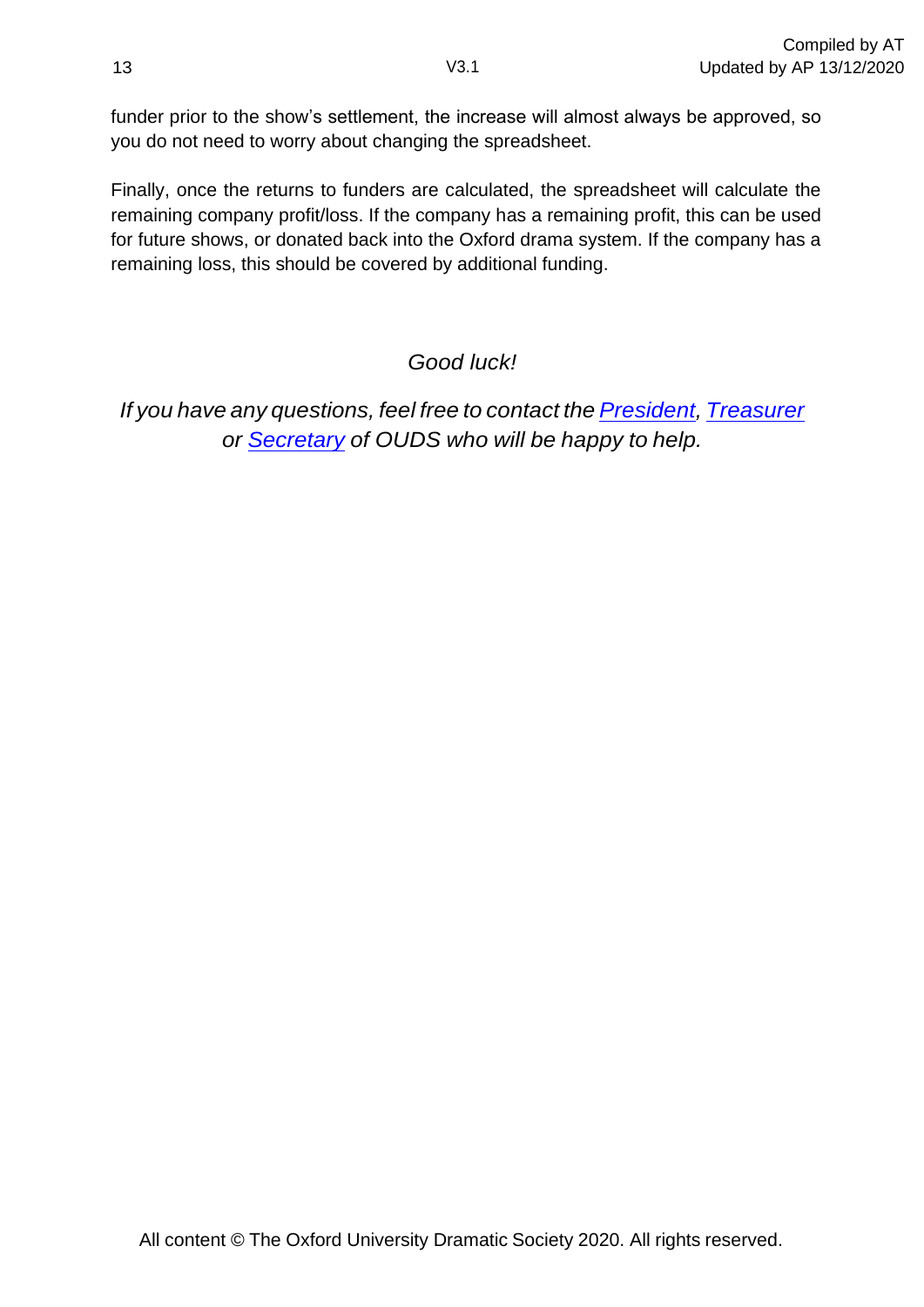funder prior to the show's settlement, the increase will almost always be approved, so you do not need to worry about changing the spreadsheet.

Finally, once the returns to funders are calculated, the spreadsheet will calculate the remaining company profit/loss. If the company has a remaining profit, this can be used for future shows, or donated back into the Oxford drama system. If the company has a remaining loss, this should be covered by additional funding.

*Good luck!*

*If you have any questions, feel free to contact the President, Treasurer or Secretary of OUDS who will be happy to help.*

All content © The Oxford University Dramatic Society 2020. All rights reserved.